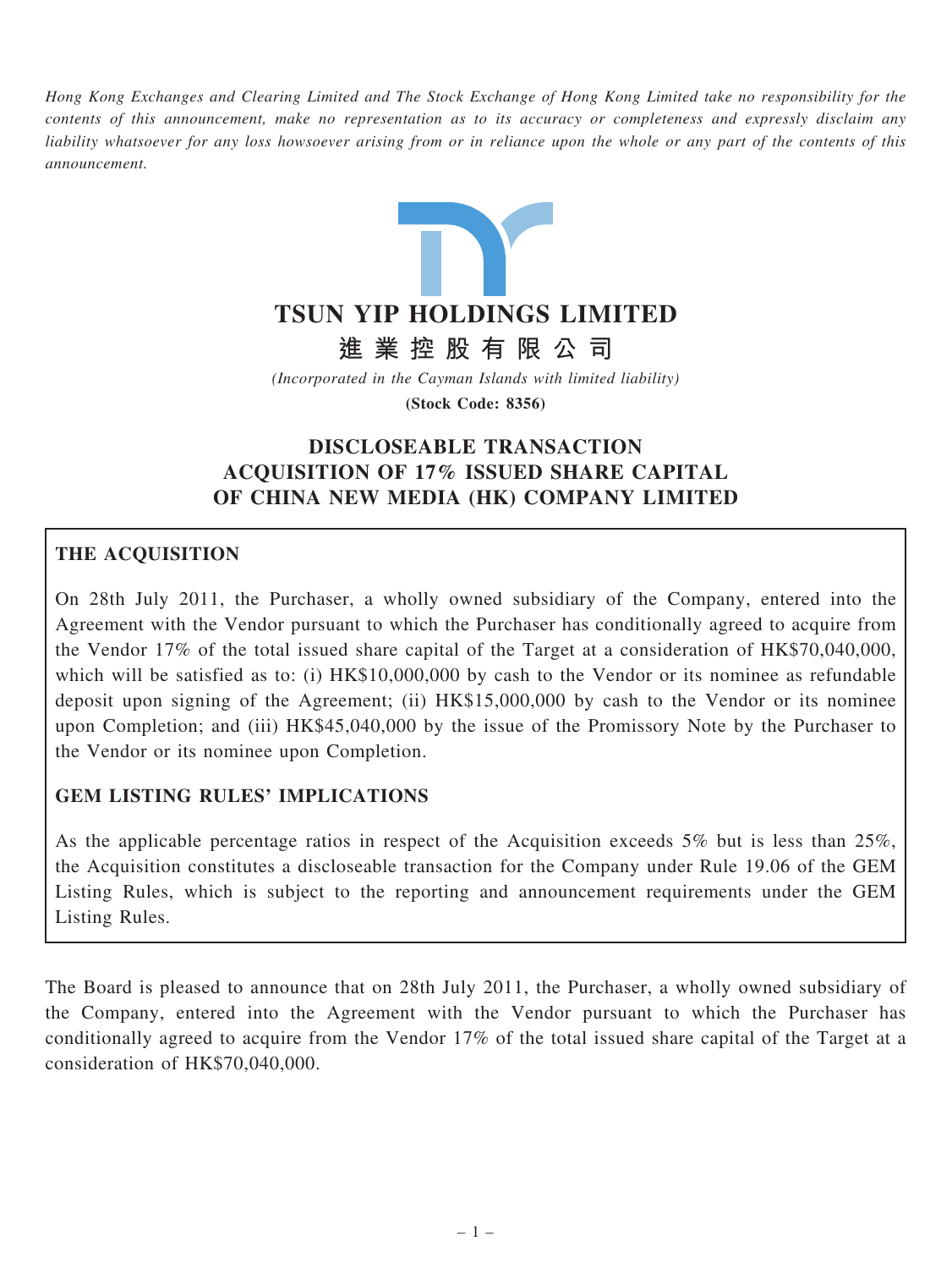*Hong Kong Exchanges and Clearing Limited and The Stock Exchange of Hong Kong Limited take no responsibility for the contents of this announcement, make no representation as to its accuracy or completeness and expressly disclaim any liability whatsoever for any loss howsoever arising from or in reliance upon the whole or any part of the contents of this announcement.*

# TSUN YIP HOLDINGS LIMITED

# 進業控股有限公司

*(Incorporated in the Cayman Islands with limited liability)*

**(Stock Code: 8356)**

## DISCLOSEABLE TRANSACTION ACQUISITION OF 17% ISSUED SHARE CAPITAL OF CHINA NEW MEDIA (HK) COMPANY LIMITED

### THE ACQUISITION

On 28th July 2011, the Purchaser, a wholly owned subsidiary of the Company, entered into the Agreement with the Vendor pursuant to which the Purchaser has conditionally agreed to acquire from the Vendor 17% of the total issued share capital of the Target at a consideration of HK$70,040,000, which will be satisfied as to: (i) HK$10,000,000 by cash to the Vendor or its nominee as refundable deposit upon signing of the Agreement; (ii) HK$15,000,000 by cash to the Vendor or its nominee upon Completion; and (iii) HK$45,040,000 by the issue of the Promissory Note by the Purchaser to the Vendor or its nominee upon Completion.

### GEM LISTING RULES' IMPLICATIONS

As the applicable percentage ratios in respect of the Acquisition exceeds 5% but is less than 25%, the Acquisition constitutes a discloseable transaction for the Company under Rule 19.06 of the GEM Listing Rules, which is subject to the reporting and announcement requirements under the GEM Listing Rules.

The Board is pleased to announce that on 28th July 2011, the Purchaser, a wholly owned subsidiary of the Company, entered into the Agreement with the Vendor pursuant to which the Purchaser has conditionally agreed to acquire from the Vendor 17% of the total issued share capital of the Target at a consideration of HK$70,040,000.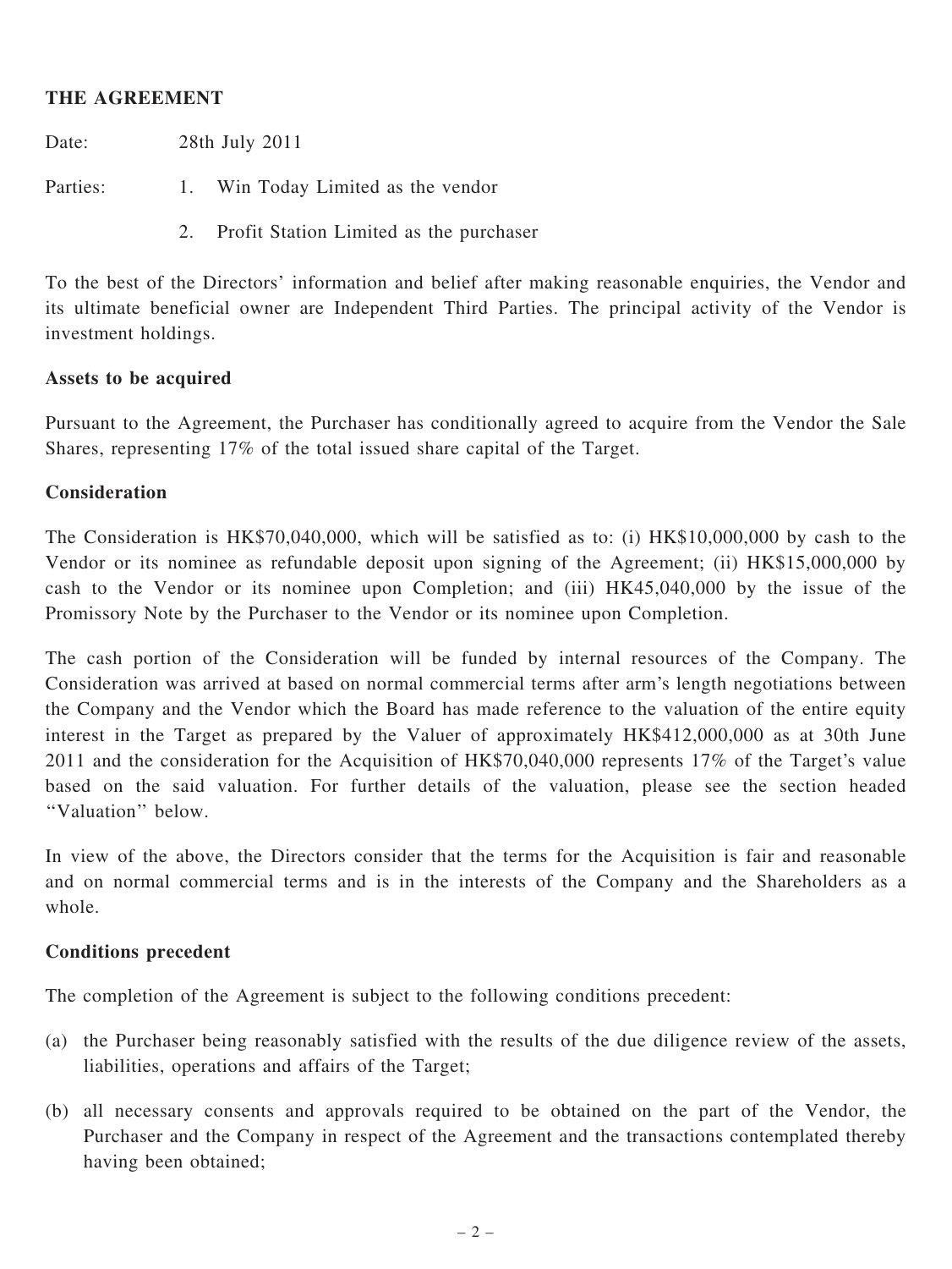## THE AGREEMENT

Date: 28th July 2011

Parties:
1. Win Today Limited as the vendor
2. Profit Station Limited as the purchaser

To the best of the Directors' information and belief after making reasonable enquiries, the Vendor and its ultimate beneficial owner are Independent Third Parties. The principal activity of the Vendor is investment holdings.

### Assets to be acquired

Pursuant to the Agreement, the Purchaser has conditionally agreed to acquire from the Vendor the Sale Shares, representing 17% of the total issued share capital of the Target.

### Consideration

The Consideration is HK$70,040,000, which will be satisfied as to: (i) HK$10,000,000 by cash to the Vendor or its nominee as refundable deposit upon signing of the Agreement; (ii) HK$15,000,000 by cash to the Vendor or its nominee upon Completion; and (iii) HK45,040,000 by the issue of the Promissory Note by the Purchaser to the Vendor or its nominee upon Completion.

The cash portion of the Consideration will be funded by internal resources of the Company. The Consideration was arrived at based on normal commercial terms after arm's length negotiations between the Company and the Vendor which the Board has made reference to the valuation of the entire equity interest in the Target as prepared by the Valuer of approximately HK$412,000,000 as at 30th June 2011 and the consideration for the Acquisition of HK$70,040,000 represents 17% of the Target's value based on the said valuation. For further details of the valuation, please see the section headed "Valuation" below.

In view of the above, the Directors consider that the terms for the Acquisition is fair and reasonable and on normal commercial terms and is in the interests of the Company and the Shareholders as a whole.

### Conditions precedent

The completion of the Agreement is subject to the following conditions precedent:

(a) the Purchaser being reasonably satisfied with the results of the due diligence review of the assets, liabilities, operations and affairs of the Target;

(b) all necessary consents and approvals required to be obtained on the part of the Vendor, the Purchaser and the Company in respect of the Agreement and the transactions contemplated thereby having been obtained;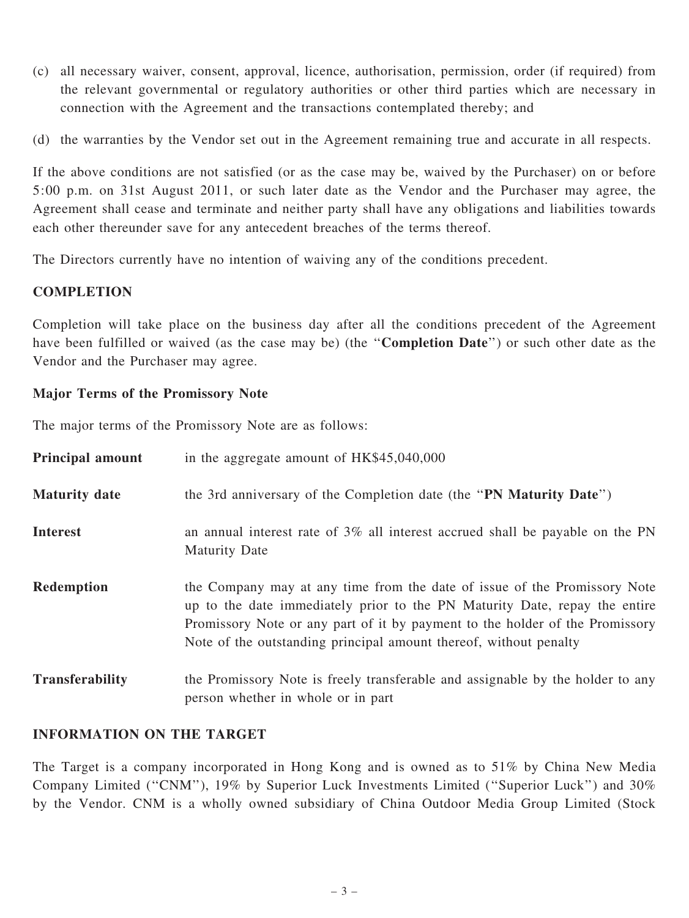(c) all necessary waiver, consent, approval, licence, authorisation, permission, order (if required) from the relevant governmental or regulatory authorities or other third parties which are necessary in connection with the Agreement and the transactions contemplated thereby; and

(d) the warranties by the Vendor set out in the Agreement remaining true and accurate in all respects.

If the above conditions are not satisfied (or as the case may be, waived by the Purchaser) on or before 5:00 p.m. on 31st August 2011, or such later date as the Vendor and the Purchaser may agree, the Agreement shall cease and terminate and neither party shall have any obligations and liabilities towards each other thereunder save for any antecedent breaches of the terms thereof.

The Directors currently have no intention of waiving any of the conditions precedent.

## COMPLETION

Completion will take place on the business day after all the conditions precedent of the Agreement have been fulfilled or waived (as the case may be) (the "**Completion Date**") or such other date as the Vendor and the Purchaser may agree.

### Major Terms of the Promissory Note

The major terms of the Promissory Note are as follows:

| | |
|---|---|
| **Principal amount** | in the aggregate amount of HK$45,040,000 |
| **Maturity date** | the 3rd anniversary of the Completion date (the "**PN Maturity Date**") |
| **Interest** | an annual interest rate of 3% all interest accrued shall be payable on the PN Maturity Date |
| **Redemption** | the Company may at any time from the date of issue of the Promissory Note up to the date immediately prior to the PN Maturity Date, repay the entire Promissory Note or any part of it by payment to the holder of the Promissory Note of the outstanding principal amount thereof, without penalty |
| **Transferability** | the Promissory Note is freely transferable and assignable by the holder to any person whether in whole or in part |

## INFORMATION ON THE TARGET

The Target is a company incorporated in Hong Kong and is owned as to 51% by China New Media Company Limited ("CNM"), 19% by Superior Luck Investments Limited ("Superior Luck") and 30% by the Vendor. CNM is a wholly owned subsidiary of China Outdoor Media Group Limited (Stock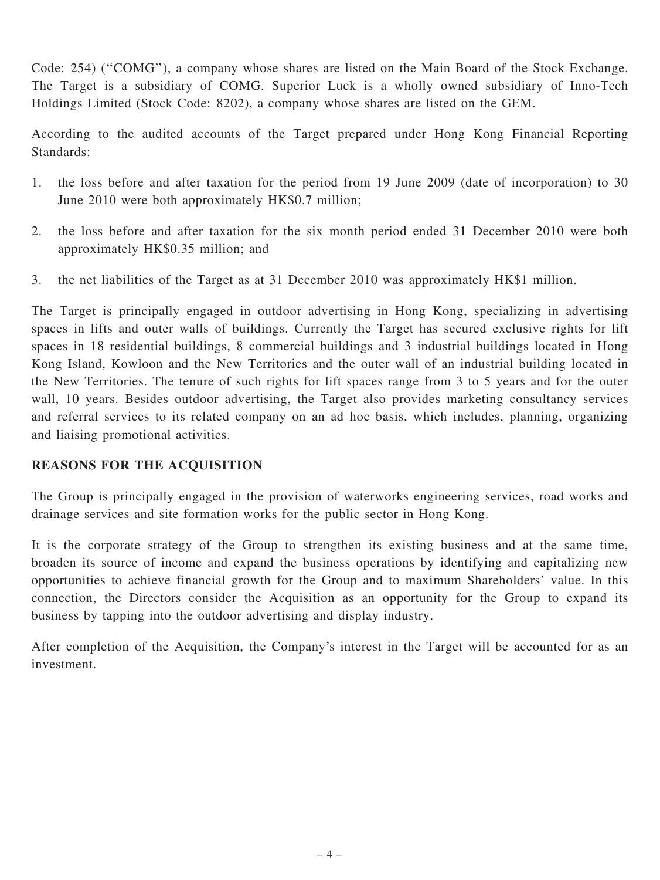Code: 254) ("COMG"), a company whose shares are listed on the Main Board of the Stock Exchange. The Target is a subsidiary of COMG. Superior Luck is a wholly owned subsidiary of Inno-Tech Holdings Limited (Stock Code: 8202), a company whose shares are listed on the GEM.

According to the audited accounts of the Target prepared under Hong Kong Financial Reporting Standards:

1. the loss before and after taxation for the period from 19 June 2009 (date of incorporation) to 30 June 2010 were both approximately HK$0.7 million;

2. the loss before and after taxation for the six month period ended 31 December 2010 were both approximately HK$0.35 million; and

3. the net liabilities of the Target as at 31 December 2010 was approximately HK$1 million.

The Target is principally engaged in outdoor advertising in Hong Kong, specializing in advertising spaces in lifts and outer walls of buildings. Currently the Target has secured exclusive rights for lift spaces in 18 residential buildings, 8 commercial buildings and 3 industrial buildings located in Hong Kong Island, Kowloon and the New Territories and the outer wall of an industrial building located in the New Territories. The tenure of such rights for lift spaces range from 3 to 5 years and for the outer wall, 10 years. Besides outdoor advertising, the Target also provides marketing consultancy services and referral services to its related company on an ad hoc basis, which includes, planning, organizing and liaising promotional activities.

## REASONS FOR THE ACQUISITION

The Group is principally engaged in the provision of waterworks engineering services, road works and drainage services and site formation works for the public sector in Hong Kong.

It is the corporate strategy of the Group to strengthen its existing business and at the same time, broaden its source of income and expand the business operations by identifying and capitalizing new opportunities to achieve financial growth for the Group and to maximum Shareholders' value. In this connection, the Directors consider the Acquisition as an opportunity for the Group to expand its business by tapping into the outdoor advertising and display industry.

After completion of the Acquisition, the Company's interest in the Target will be accounted for as an investment.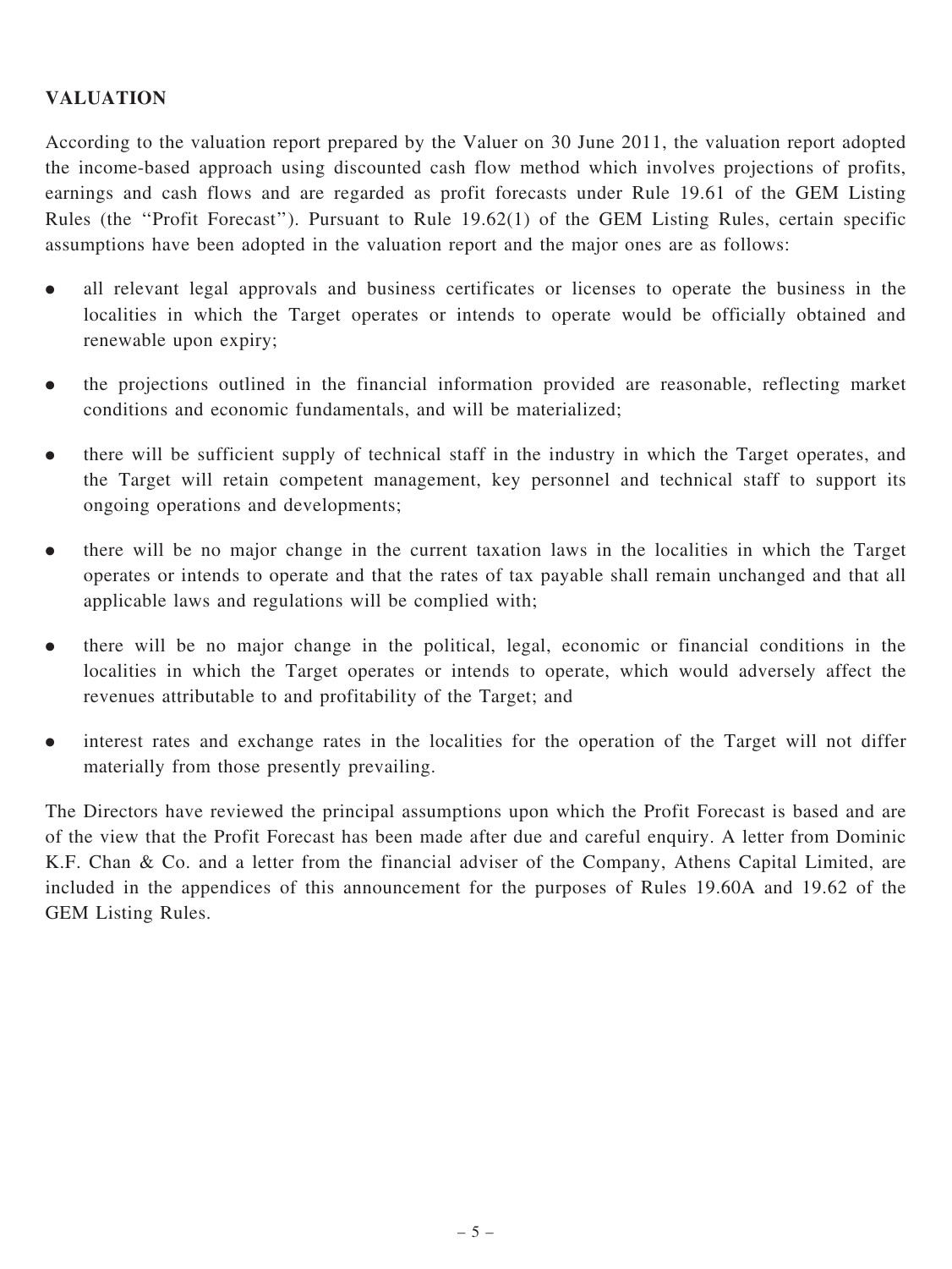## VALUATION

According to the valuation report prepared by the Valuer on 30 June 2011, the valuation report adopted the income-based approach using discounted cash flow method which involves projections of profits, earnings and cash flows and are regarded as profit forecasts under Rule 19.61 of the GEM Listing Rules (the "Profit Forecast"). Pursuant to Rule 19.62(1) of the GEM Listing Rules, certain specific assumptions have been adopted in the valuation report and the major ones are as follows:

- all relevant legal approvals and business certificates or licenses to operate the business in the localities in which the Target operates or intends to operate would be officially obtained and renewable upon expiry;
- the projections outlined in the financial information provided are reasonable, reflecting market conditions and economic fundamentals, and will be materialized;
- there will be sufficient supply of technical staff in the industry in which the Target operates, and the Target will retain competent management, key personnel and technical staff to support its ongoing operations and developments;
- there will be no major change in the current taxation laws in the localities in which the Target operates or intends to operate and that the rates of tax payable shall remain unchanged and that all applicable laws and regulations will be complied with;
- there will be no major change in the political, legal, economic or financial conditions in the localities in which the Target operates or intends to operate, which would adversely affect the revenues attributable to and profitability of the Target; and
- interest rates and exchange rates in the localities for the operation of the Target will not differ materially from those presently prevailing.

The Directors have reviewed the principal assumptions upon which the Profit Forecast is based and are of the view that the Profit Forecast has been made after due and careful enquiry. A letter from Dominic K.F. Chan & Co. and a letter from the financial adviser of the Company, Athens Capital Limited, are included in the appendices of this announcement for the purposes of Rules 19.60A and 19.62 of the GEM Listing Rules.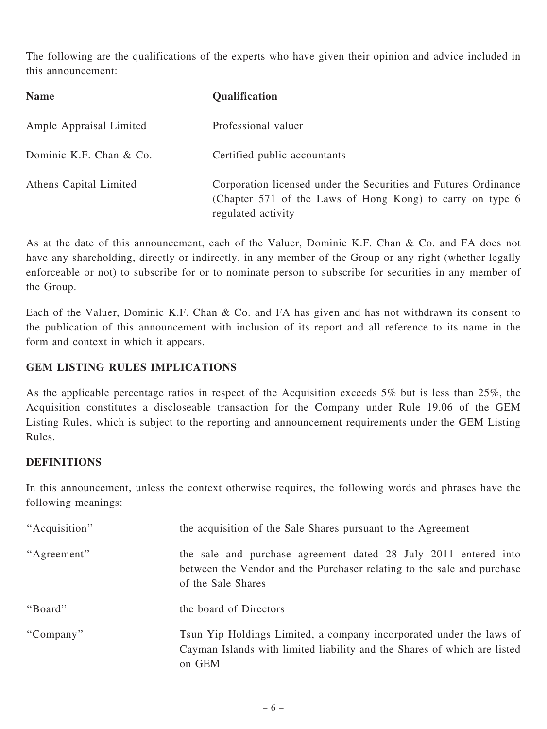The following are the qualifications of the experts who have given their opinion and advice included in this announcement:

| Name | Qualification |
|---|---|
| Ample Appraisal Limited | Professional valuer |
| Dominic K.F. Chan & Co. | Certified public accountants |
| Athens Capital Limited | Corporation licensed under the Securities and Futures Ordinance (Chapter 571 of the Laws of Hong Kong) to carry on type 6 regulated activity |

As at the date of this announcement, each of the Valuer, Dominic K.F. Chan & Co. and FA does not have any shareholding, directly or indirectly, in any member of the Group or any right (whether legally enforceable or not) to subscribe for or to nominate person to subscribe for securities in any member of the Group.

Each of the Valuer, Dominic K.F. Chan & Co. and FA has given and has not withdrawn its consent to the publication of this announcement with inclusion of its report and all reference to its name in the form and context in which it appears.

## GEM LISTING RULES IMPLICATIONS

As the applicable percentage ratios in respect of the Acquisition exceeds 5% but is less than 25%, the Acquisition constitutes a discloseable transaction for the Company under Rule 19.06 of the GEM Listing Rules, which is subject to the reporting and announcement requirements under the GEM Listing Rules.

## DEFINITIONS

In this announcement, unless the context otherwise requires, the following words and phrases have the following meanings:

| | |
|---|---|
| "Acquisition" | the acquisition of the Sale Shares pursuant to the Agreement |
| "Agreement" | the sale and purchase agreement dated 28 July 2011 entered into between the Vendor and the Purchaser relating to the sale and purchase of the Sale Shares |
| "Board" | the board of Directors |
| "Company" | Tsun Yip Holdings Limited, a company incorporated under the laws of Cayman Islands with limited liability and the Shares of which are listed on GEM |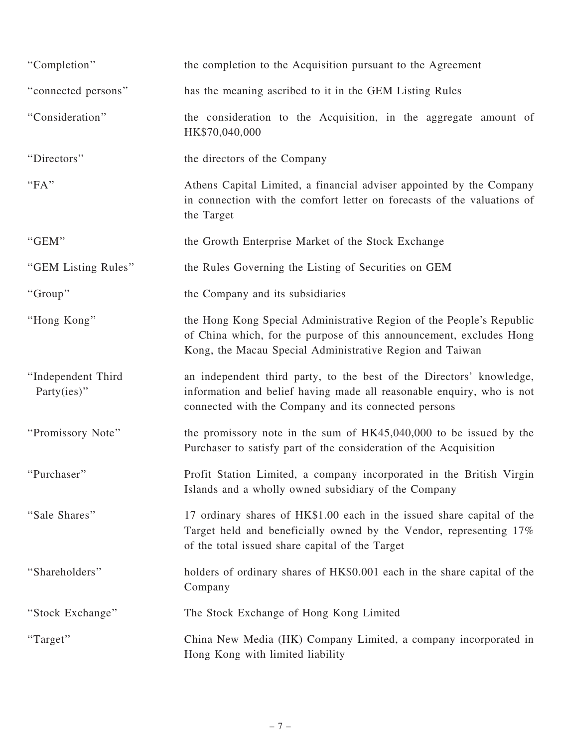| | |
|---|---|
| "Completion" | the completion to the Acquisition pursuant to the Agreement |
| "connected persons" | has the meaning ascribed to it in the GEM Listing Rules |
| "Consideration" | the consideration to the Acquisition, in the aggregate amount of HK$70,040,000 |
| "Directors" | the directors of the Company |
| "FA" | Athens Capital Limited, a financial adviser appointed by the Company in connection with the comfort letter on forecasts of the valuations of the Target |
| "GEM" | the Growth Enterprise Market of the Stock Exchange |
| "GEM Listing Rules" | the Rules Governing the Listing of Securities on GEM |
| "Group" | the Company and its subsidiaries |
| "Hong Kong" | the Hong Kong Special Administrative Region of the People's Republic of China which, for the purpose of this announcement, excludes Hong Kong, the Macau Special Administrative Region and Taiwan |
| "Independent Third Party(ies)" | an independent third party, to the best of the Directors' knowledge, information and belief having made all reasonable enquiry, who is not connected with the Company and its connected persons |
| "Promissory Note" | the promissory note in the sum of HK45,040,000 to be issued by the Purchaser to satisfy part of the consideration of the Acquisition |
| "Purchaser" | Profit Station Limited, a company incorporated in the British Virgin Islands and a wholly owned subsidiary of the Company |
| "Sale Shares" | 17 ordinary shares of HK$1.00 each in the issued share capital of the Target held and beneficially owned by the Vendor, representing 17% of the total issued share capital of the Target |
| "Shareholders" | holders of ordinary shares of HK$0.001 each in the share capital of the Company |
| "Stock Exchange" | The Stock Exchange of Hong Kong Limited |
| "Target" | China New Media (HK) Company Limited, a company incorporated in Hong Kong with limited liability |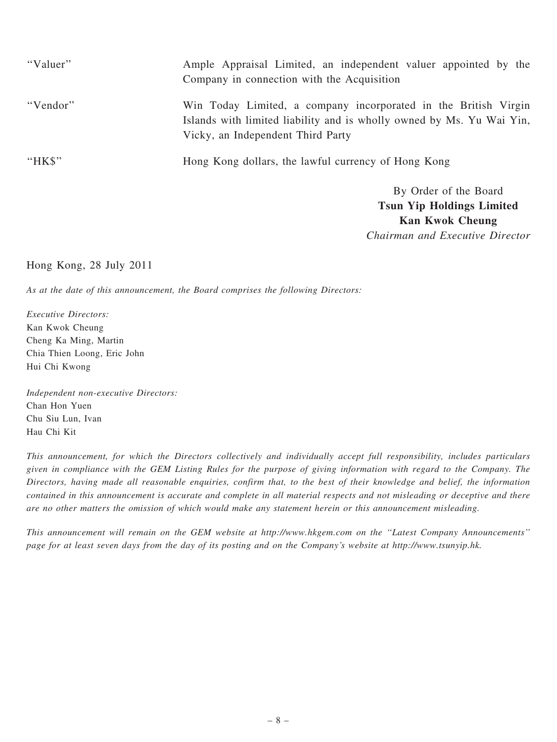| | |
|---|---|
| "Valuer" | Ample Appraisal Limited, an independent valuer appointed by the Company in connection with the Acquisition |
| "Vendor" | Win Today Limited, a company incorporated in the British Virgin Islands with limited liability and is wholly owned by Ms. Yu Wai Yin, Vicky, an Independent Third Party |
| "HK$" | Hong Kong dollars, the lawful currency of Hong Kong |

By Order of the Board
**Tsun Yip Holdings Limited**
**Kan Kwok Cheung**
*Chairman and Executive Director*

Hong Kong, 28 July 2011

*As at the date of this announcement, the Board comprises the following Directors:*

*Executive Directors:*
Kan Kwok Cheung
Cheng Ka Ming, Martin
Chia Thien Loong, Eric John
Hui Chi Kwong

*Independent non-executive Directors:*
Chan Hon Yuen
Chu Siu Lun, Ivan
Hau Chi Kit

*This announcement, for which the Directors collectively and individually accept full responsibility, includes particulars given in compliance with the GEM Listing Rules for the purpose of giving information with regard to the Company. The Directors, having made all reasonable enquiries, confirm that, to the best of their knowledge and belief, the information contained in this announcement is accurate and complete in all material respects and not misleading or deceptive and there are no other matters the omission of which would make any statement herein or this announcement misleading.*

*This announcement will remain on the GEM website at http://www.hkgem.com on the "Latest Company Announcements" page for at least seven days from the day of its posting and on the Company's website at http://www.tsunyip.hk.*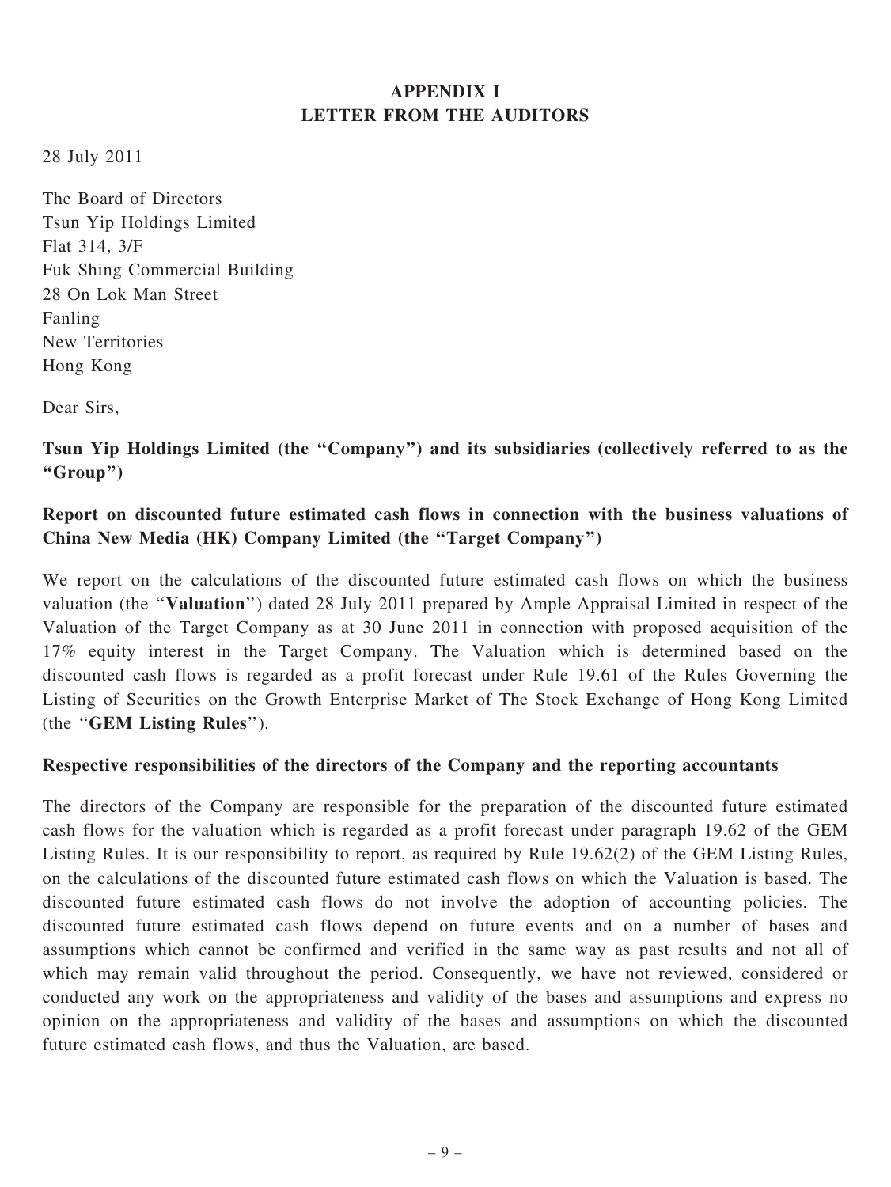# APPENDIX I
# LETTER FROM THE AUDITORS

28 July 2011

The Board of Directors
Tsun Yip Holdings Limited
Flat 314, 3/F
Fuk Shing Commercial Building
28 On Lok Man Street
Fanling
New Territories
Hong Kong

Dear Sirs,

**Tsun Yip Holdings Limited (the "Company") and its subsidiaries (collectively referred to as the "Group")**

**Report on discounted future estimated cash flows in connection with the business valuations of China New Media (HK) Company Limited (the "Target Company")**

We report on the calculations of the discounted future estimated cash flows on which the business valuation (the "**Valuation**") dated 28 July 2011 prepared by Ample Appraisal Limited in respect of the Valuation of the Target Company as at 30 June 2011 in connection with proposed acquisition of the 17% equity interest in the Target Company. The Valuation which is determined based on the discounted cash flows is regarded as a profit forecast under Rule 19.61 of the Rules Governing the Listing of Securities on the Growth Enterprise Market of The Stock Exchange of Hong Kong Limited (the "**GEM Listing Rules**").

**Respective responsibilities of the directors of the Company and the reporting accountants**

The directors of the Company are responsible for the preparation of the discounted future estimated cash flows for the valuation which is regarded as a profit forecast under paragraph 19.62 of the GEM Listing Rules. It is our responsibility to report, as required by Rule 19.62(2) of the GEM Listing Rules, on the calculations of the discounted future estimated cash flows on which the Valuation is based. The discounted future estimated cash flows do not involve the adoption of accounting policies. The discounted future estimated cash flows depend on future events and on a number of bases and assumptions which cannot be confirmed and verified in the same way as past results and not all of which may remain valid throughout the period. Consequently, we have not reviewed, considered or conducted any work on the appropriateness and validity of the bases and assumptions and express no opinion on the appropriateness and validity of the bases and assumptions on which the discounted future estimated cash flows, and thus the Valuation, are based.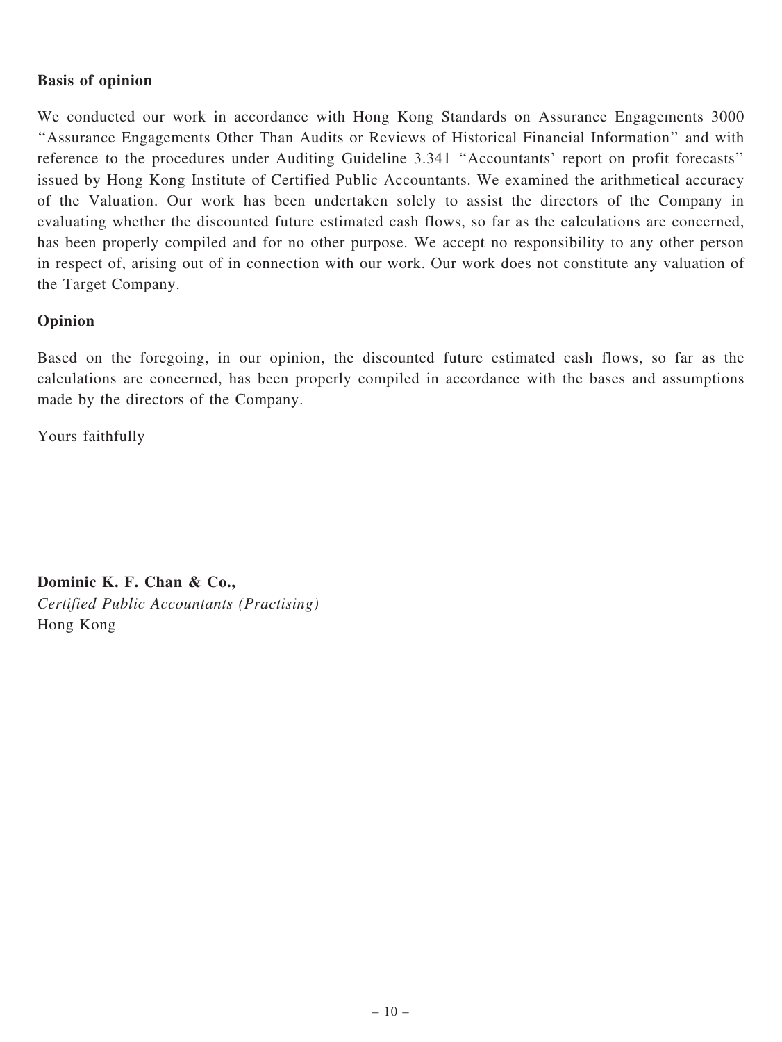**Basis of opinion**

We conducted our work in accordance with Hong Kong Standards on Assurance Engagements 3000 "Assurance Engagements Other Than Audits or Reviews of Historical Financial Information" and with reference to the procedures under Auditing Guideline 3.341 "Accountants' report on profit forecasts" issued by Hong Kong Institute of Certified Public Accountants. We examined the arithmetical accuracy of the Valuation. Our work has been undertaken solely to assist the directors of the Company in evaluating whether the discounted future estimated cash flows, so far as the calculations are concerned, has been properly compiled and for no other purpose. We accept no responsibility to any other person in respect of, arising out of in connection with our work. Our work does not constitute any valuation of the Target Company.

**Opinion**

Based on the foregoing, in our opinion, the discounted future estimated cash flows, so far as the calculations are concerned, has been properly compiled in accordance with the bases and assumptions made by the directors of the Company.

Yours faithfully

**Dominic K. F. Chan & Co.,**
*Certified Public Accountants (Practising)*
Hong Kong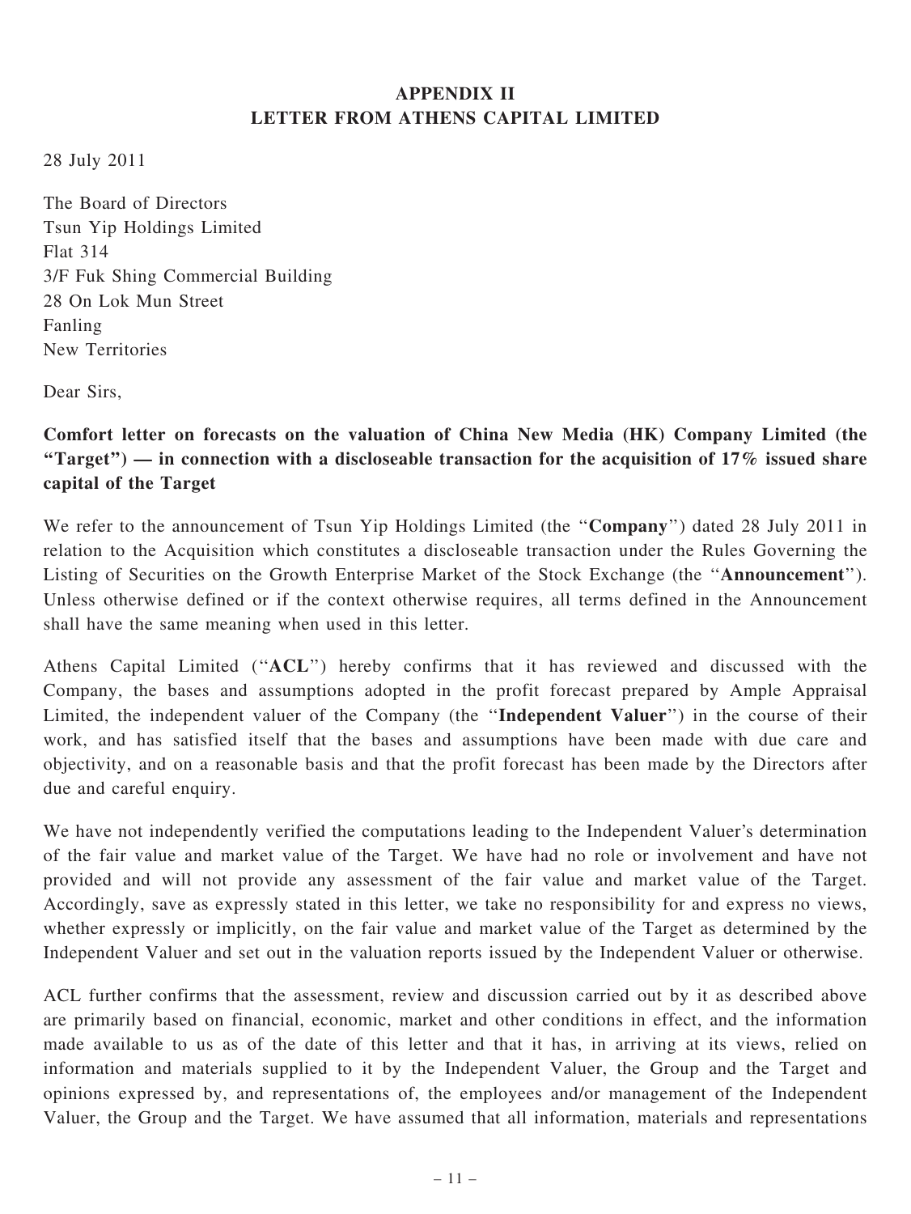# APPENDIX II
# LETTER FROM ATHENS CAPITAL LIMITED

28 July 2011

The Board of Directors
Tsun Yip Holdings Limited
Flat 314
3/F Fuk Shing Commercial Building
28 On Lok Mun Street
Fanling
New Territories

Dear Sirs,

**Comfort letter on forecasts on the valuation of China New Media (HK) Company Limited (the "Target") — in connection with a discloseable transaction for the acquisition of 17% issued share capital of the Target**

We refer to the announcement of Tsun Yip Holdings Limited (the "**Company**") dated 28 July 2011 in relation to the Acquisition which constitutes a discloseable transaction under the Rules Governing the Listing of Securities on the Growth Enterprise Market of the Stock Exchange (the "**Announcement**"). Unless otherwise defined or if the context otherwise requires, all terms defined in the Announcement shall have the same meaning when used in this letter.

Athens Capital Limited ("**ACL**") hereby confirms that it has reviewed and discussed with the Company, the bases and assumptions adopted in the profit forecast prepared by Ample Appraisal Limited, the independent valuer of the Company (the "**Independent Valuer**") in the course of their work, and has satisfied itself that the bases and assumptions have been made with due care and objectivity, and on a reasonable basis and that the profit forecast has been made by the Directors after due and careful enquiry.

We have not independently verified the computations leading to the Independent Valuer's determination of the fair value and market value of the Target. We have had no role or involvement and have not provided and will not provide any assessment of the fair value and market value of the Target. Accordingly, save as expressly stated in this letter, we take no responsibility for and express no views, whether expressly or implicitly, on the fair value and market value of the Target as determined by the Independent Valuer and set out in the valuation reports issued by the Independent Valuer or otherwise.

ACL further confirms that the assessment, review and discussion carried out by it as described above are primarily based on financial, economic, market and other conditions in effect, and the information made available to us as of the date of this letter and that it has, in arriving at its views, relied on information and materials supplied to it by the Independent Valuer, the Group and the Target and opinions expressed by, and representations of, the employees and/or management of the Independent Valuer, the Group and the Target. We have assumed that all information, materials and representations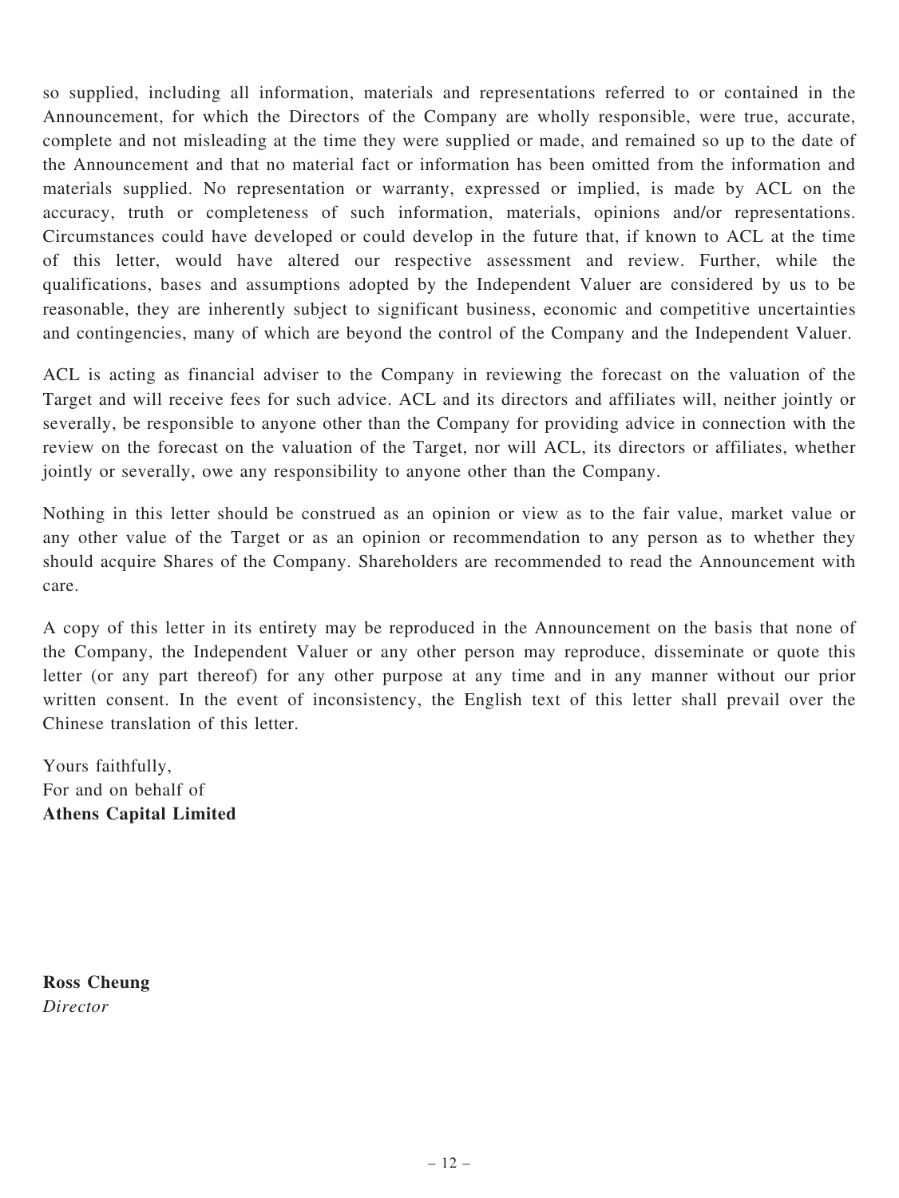so supplied, including all information, materials and representations referred to or contained in the Announcement, for which the Directors of the Company are wholly responsible, were true, accurate, complete and not misleading at the time they were supplied or made, and remained so up to the date of the Announcement and that no material fact or information has been omitted from the information and materials supplied. No representation or warranty, expressed or implied, is made by ACL on the accuracy, truth or completeness of such information, materials, opinions and/or representations. Circumstances could have developed or could develop in the future that, if known to ACL at the time of this letter, would have altered our respective assessment and review. Further, while the qualifications, bases and assumptions adopted by the Independent Valuer are considered by us to be reasonable, they are inherently subject to significant business, economic and competitive uncertainties and contingencies, many of which are beyond the control of the Company and the Independent Valuer.

ACL is acting as financial adviser to the Company in reviewing the forecast on the valuation of the Target and will receive fees for such advice. ACL and its directors and affiliates will, neither jointly or severally, be responsible to anyone other than the Company for providing advice in connection with the review on the forecast on the valuation of the Target, nor will ACL, its directors or affiliates, whether jointly or severally, owe any responsibility to anyone other than the Company.

Nothing in this letter should be construed as an opinion or view as to the fair value, market value or any other value of the Target or as an opinion or recommendation to any person as to whether they should acquire Shares of the Company. Shareholders are recommended to read the Announcement with care.

A copy of this letter in its entirety may be reproduced in the Announcement on the basis that none of the Company, the Independent Valuer or any other person may reproduce, disseminate or quote this letter (or any part thereof) for any other purpose at any time and in any manner without our prior written consent. In the event of inconsistency, the English text of this letter shall prevail over the Chinese translation of this letter.

Yours faithfully,
For and on behalf of
**Athens Capital Limited**

**Ross Cheung**
*Director*